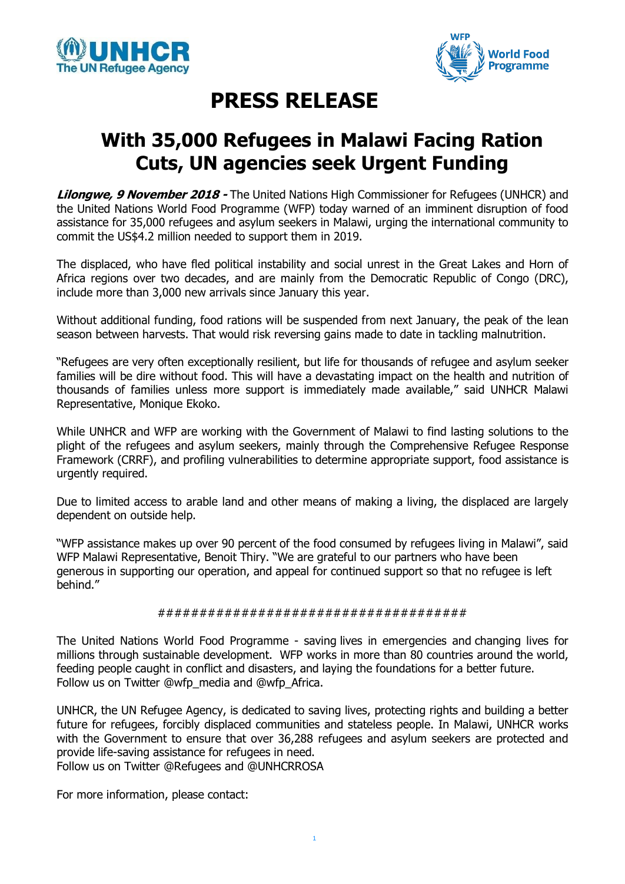UNHCR
The UN Refugee Agency

WFP World Food Programme

# PRESS RELEASE

## With 35,000 Refugees in Malawi Facing Ration Cuts, UN agencies seek Urgent Funding

***Lilongwe, 9 November 2018 -*** The United Nations High Commissioner for Refugees (UNHCR) and the United Nations World Food Programme (WFP) today warned of an imminent disruption of food assistance for 35,000 refugees and asylum seekers in Malawi, urging the international community to commit the US$4.2 million needed to support them in 2019.

The displaced, who have fled political instability and social unrest in the Great Lakes and Horn of Africa regions over two decades, and are mainly from the Democratic Republic of Congo (DRC), include more than 3,000 new arrivals since January this year.

Without additional funding, food rations will be suspended from next January, the peak of the lean season between harvests. That would risk reversing gains made to date in tackling malnutrition.

"Refugees are very often exceptionally resilient, but life for thousands of refugee and asylum seeker families will be dire without food. This will have a devastating impact on the health and nutrition of thousands of families unless more support is immediately made available," said UNHCR Malawi Representative, Monique Ekoko.

While UNHCR and WFP are working with the Government of Malawi to find lasting solutions to the plight of the refugees and asylum seekers, mainly through the Comprehensive Refugee Response Framework (CRRF), and profiling vulnerabilities to determine appropriate support, food assistance is urgently required.

Due to limited access to arable land and other means of making a living, the displaced are largely dependent on outside help.

"WFP assistance makes up over 90 percent of the food consumed by refugees living in Malawi", said WFP Malawi Representative, Benoit Thiry. "We are grateful to our partners who have been generous in supporting our operation, and appeal for continued support so that no refugee is left behind."

###################################

The United Nations World Food Programme - saving lives in emergencies and changing lives for millions through sustainable development. WFP works in more than 80 countries around the world, feeding people caught in conflict and disasters, and laying the foundations for a better future. Follow us on Twitter @wfp_media and @wfp_Africa.

UNHCR, the UN Refugee Agency, is dedicated to saving lives, protecting rights and building a better future for refugees, forcibly displaced communities and stateless people. In Malawi, UNHCR works with the Government to ensure that over 36,288 refugees and asylum seekers are protected and provide life-saving assistance for refugees in need.
Follow us on Twitter @Refugees and @UNHCRROSA

For more information, please contact: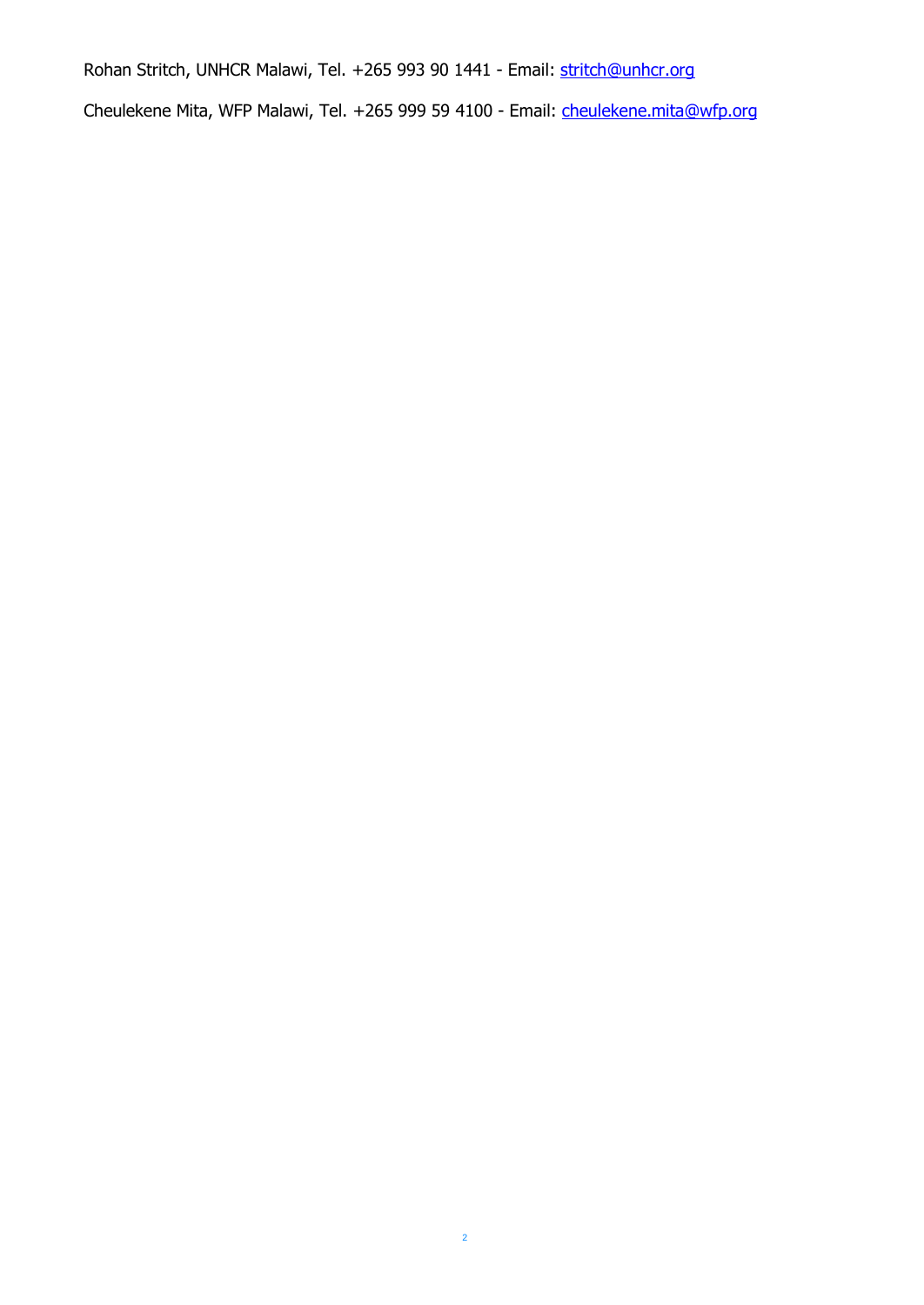Rohan Stritch, UNHCR Malawi, Tel. +265 993 90 1441 - Email: stritch@unhcr.org

Cheulekene Mita, WFP Malawi, Tel. +265 999 59 4100 - Email: cheulekene.mita@wfp.org